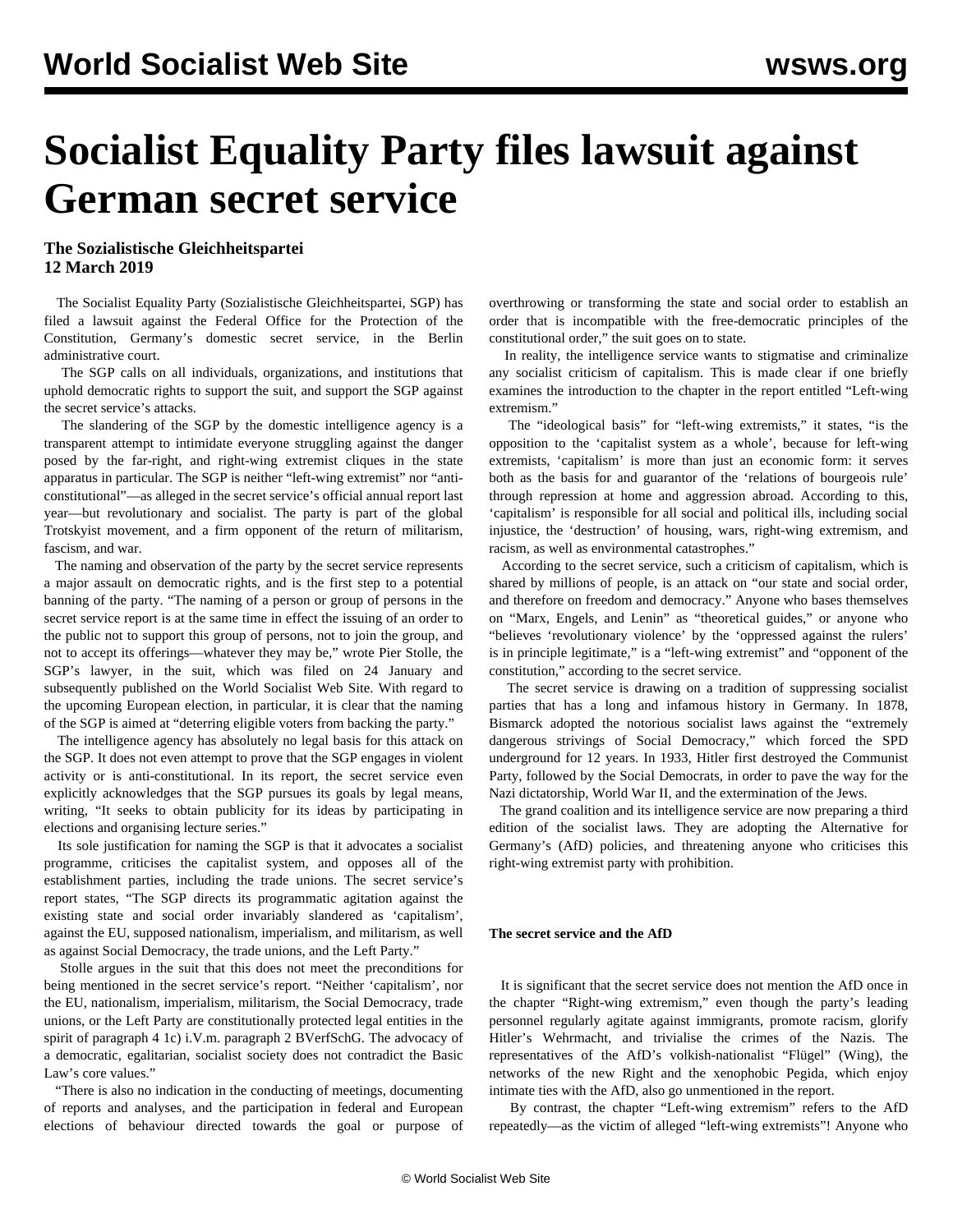# Socialist Equality Party files lawsuit against German secret service

**The Sozialistische Gleichheitspartei**
**12 March 2019**

The Socialist Equality Party (Sozialistische Gleichheitspartei, SGP) has filed a lawsuit against the Federal Office for the Protection of the Constitution, Germany's domestic secret service, in the Berlin administrative court.

The SGP calls on all individuals, organizations, and institutions that uphold democratic rights to support the suit, and support the SGP against the secret service's attacks.

The slandering of the SGP by the domestic intelligence agency is a transparent attempt to intimidate everyone struggling against the danger posed by the far-right, and right-wing extremist cliques in the state apparatus in particular. The SGP is neither "left-wing extremist" nor "anti-constitutional"—as alleged in the secret service's official annual report last year—but revolutionary and socialist. The party is part of the global Trotskyist movement, and a firm opponent of the return of militarism, fascism, and war.

The naming and observation of the party by the secret service represents a major assault on democratic rights, and is the first step to a potential banning of the party. "The naming of a person or group of persons in the secret service report is at the same time in effect the issuing of an order to the public not to support this group of persons, not to join the group, and not to accept its offerings—whatever they may be," wrote Pier Stolle, the SGP's lawyer, in the suit, which was filed on 24 January and subsequently published on the World Socialist Web Site. With regard to the upcoming European election, in particular, it is clear that the naming of the SGP is aimed at "deterring eligible voters from backing the party."

The intelligence agency has absolutely no legal basis for this attack on the SGP. It does not even attempt to prove that the SGP engages in violent activity or is anti-constitutional. In its report, the secret service even explicitly acknowledges that the SGP pursues its goals by legal means, writing, "It seeks to obtain publicity for its ideas by participating in elections and organising lecture series."

Its sole justification for naming the SGP is that it advocates a socialist programme, criticises the capitalist system, and opposes all of the establishment parties, including the trade unions. The secret service's report states, "The SGP directs its programmatic agitation against the existing state and social order invariably slandered as 'capitalism', against the EU, supposed nationalism, imperialism, and militarism, as well as against Social Democracy, the trade unions, and the Left Party."

Stolle argues in the suit that this does not meet the preconditions for being mentioned in the secret service's report. "Neither 'capitalism', nor the EU, nationalism, imperialism, militarism, the Social Democracy, trade unions, or the Left Party are constitutionally protected legal entities in the spirit of paragraph 4 1c) i.V.m. paragraph 2 BVerfSchG. The advocacy of a democratic, egalitarian, socialist society does not contradict the Basic Law's core values."

"There is also no indication in the conducting of meetings, documenting of reports and analyses, and the participation in federal and European elections of behaviour directed towards the goal or purpose of overthrowing or transforming the state and social order to establish an order that is incompatible with the free-democratic principles of the constitutional order," the suit goes on to state.

In reality, the intelligence service wants to stigmatise and criminalize any socialist criticism of capitalism. This is made clear if one briefly examines the introduction to the chapter in the report entitled "Left-wing extremism."

The "ideological basis" for "left-wing extremists," it states, "is the opposition to the 'capitalist system as a whole', because for left-wing extremists, 'capitalism' is more than just an economic form: it serves both as the basis for and guarantor of the 'relations of bourgeois rule' through repression at home and aggression abroad. According to this, 'capitalism' is responsible for all social and political ills, including social injustice, the 'destruction' of housing, wars, right-wing extremism, and racism, as well as environmental catastrophes."

According to the secret service, such a criticism of capitalism, which is shared by millions of people, is an attack on "our state and social order, and therefore on freedom and democracy." Anyone who bases themselves on "Marx, Engels, and Lenin" as "theoretical guides," or anyone who "believes 'revolutionary violence' by the 'oppressed against the rulers' is in principle legitimate," is a "left-wing extremist" and "opponent of the constitution," according to the secret service.

The secret service is drawing on a tradition of suppressing socialist parties that has a long and infamous history in Germany. In 1878, Bismarck adopted the notorious socialist laws against the "extremely dangerous strivings of Social Democracy," which forced the SPD underground for 12 years. In 1933, Hitler first destroyed the Communist Party, followed by the Social Democrats, in order to pave the way for the Nazi dictatorship, World War II, and the extermination of the Jews.

The grand coalition and its intelligence service are now preparing a third edition of the socialist laws. They are adopting the Alternative for Germany's (AfD) policies, and threatening anyone who criticises this right-wing extremist party with prohibition.

**The secret service and the AfD**

It is significant that the secret service does not mention the AfD once in the chapter "Right-wing extremism," even though the party's leading personnel regularly agitate against immigrants, promote racism, glorify Hitler's Wehrmacht, and trivialise the crimes of the Nazis. The representatives of the AfD's volkish-nationalist "Flügel" (Wing), the networks of the new Right and the xenophobic Pegida, which enjoy intimate ties with the AfD, also go unmentioned in the report.

By contrast, the chapter "Left-wing extremism" refers to the AfD repeatedly—as the victim of alleged "left-wing extremists"! Anyone who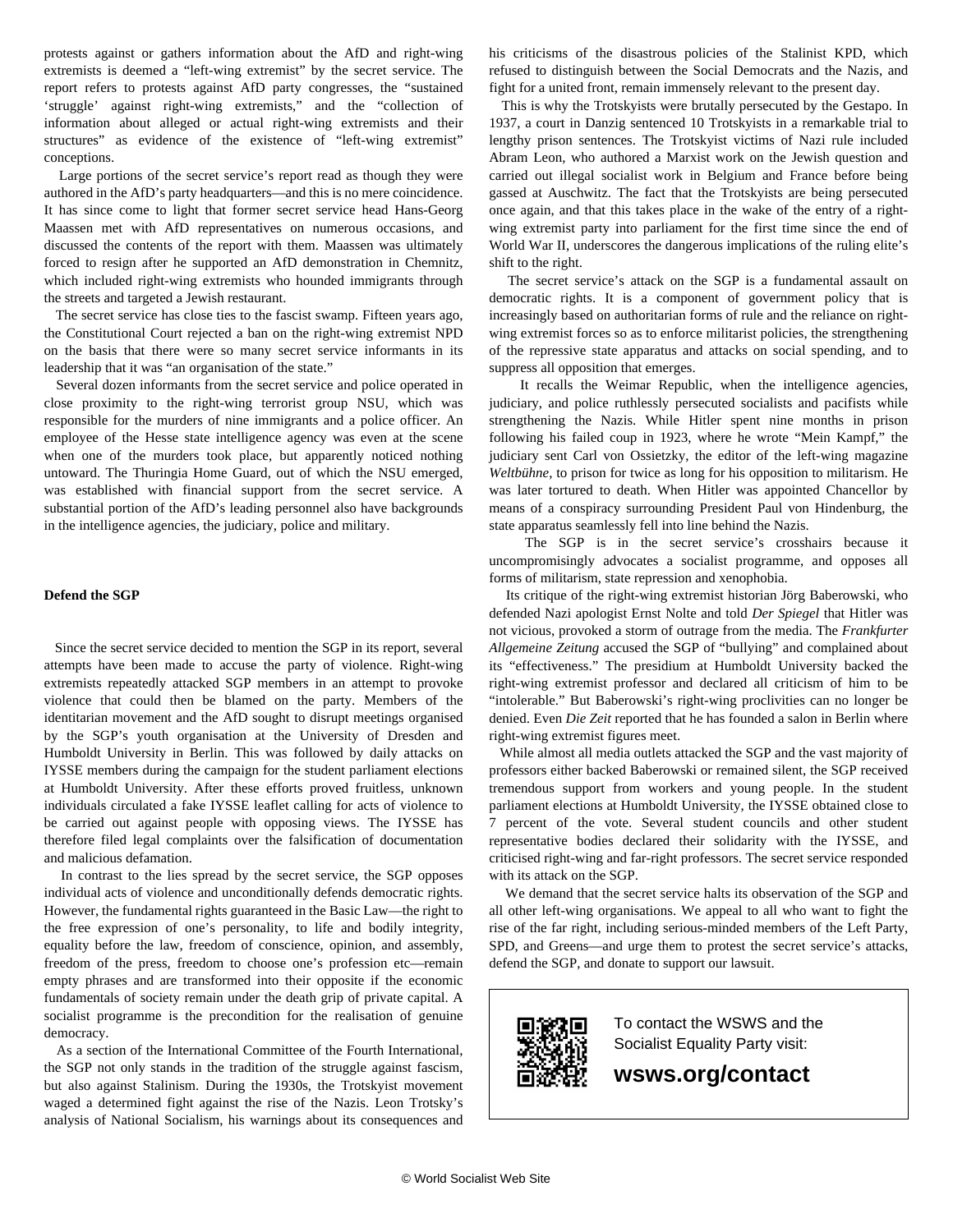protests against or gathers information about the AfD and right-wing extremists is deemed a "left-wing extremist" by the secret service. The report refers to protests against AfD party congresses, the "sustained 'struggle' against right-wing extremists," and the "collection of information about alleged or actual right-wing extremists and their structures" as evidence of the existence of "left-wing extremist" conceptions.

Large portions of the secret service's report read as though they were authored in the AfD's party headquarters—and this is no mere coincidence. It has since come to light that former secret service head Hans-Georg Maassen met with AfD representatives on numerous occasions, and discussed the contents of the report with them. Maassen was ultimately forced to resign after he supported an AfD demonstration in Chemnitz, which included right-wing extremists who hounded immigrants through the streets and targeted a Jewish restaurant.

The secret service has close ties to the fascist swamp. Fifteen years ago, the Constitutional Court rejected a ban on the right-wing extremist NPD on the basis that there were so many secret service informants in its leadership that it was "an organisation of the state."

Several dozen informants from the secret service and police operated in close proximity to the right-wing terrorist group NSU, which was responsible for the murders of nine immigrants and a police officer. An employee of the Hesse state intelligence agency was even at the scene when one of the murders took place, but apparently noticed nothing untoward. The Thuringia Home Guard, out of which the NSU emerged, was established with financial support from the secret service. A substantial portion of the AfD's leading personnel also have backgrounds in the intelligence agencies, the judiciary, police and military.

**Defend the SGP**

Since the secret service decided to mention the SGP in its report, several attempts have been made to accuse the party of violence. Right-wing extremists repeatedly attacked SGP members in an attempt to provoke violence that could then be blamed on the party. Members of the identitarian movement and the AfD sought to disrupt meetings organised by the SGP's youth organisation at the University of Dresden and Humboldt University in Berlin. This was followed by daily attacks on IYSSE members during the campaign for the student parliament elections at Humboldt University. After these efforts proved fruitless, unknown individuals circulated a fake IYSSE leaflet calling for acts of violence to be carried out against people with opposing views. The IYSSE has therefore filed legal complaints over the falsification of documentation and malicious defamation.

In contrast to the lies spread by the secret service, the SGP opposes individual acts of violence and unconditionally defends democratic rights. However, the fundamental rights guaranteed in the Basic Law—the right to the free expression of one's personality, to life and bodily integrity, equality before the law, freedom of conscience, opinion, and assembly, freedom of the press, freedom to choose one's profession etc—remain empty phrases and are transformed into their opposite if the economic fundamentals of society remain under the death grip of private capital. A socialist programme is the precondition for the realisation of genuine democracy.

As a section of the International Committee of the Fourth International, the SGP not only stands in the tradition of the struggle against fascism, but also against Stalinism. During the 1930s, the Trotskyist movement waged a determined fight against the rise of the Nazis. Leon Trotsky's analysis of National Socialism, his warnings about its consequences and his criticisms of the disastrous policies of the Stalinist KPD, which refused to distinguish between the Social Democrats and the Nazis, and fight for a united front, remain immensely relevant to the present day.

This is why the Trotskyists were brutally persecuted by the Gestapo. In 1937, a court in Danzig sentenced 10 Trotskyists in a remarkable trial to lengthy prison sentences. The Trotskyist victims of Nazi rule included Abram Leon, who authored a Marxist work on the Jewish question and carried out illegal socialist work in Belgium and France before being gassed at Auschwitz. The fact that the Trotskyists are being persecuted once again, and that this takes place in the wake of the entry of a right-wing extremist party into parliament for the first time since the end of World War II, underscores the dangerous implications of the ruling elite's shift to the right.

The secret service's attack on the SGP is a fundamental assault on democratic rights. It is a component of government policy that is increasingly based on authoritarian forms of rule and the reliance on right-wing extremist forces so as to enforce militarist policies, the strengthening of the repressive state apparatus and attacks on social spending, and to suppress all opposition that emerges.

It recalls the Weimar Republic, when the intelligence agencies, judiciary, and police ruthlessly persecuted socialists and pacifists while strengthening the Nazis. While Hitler spent nine months in prison following his failed coup in 1923, where he wrote "Mein Kampf," the judiciary sent Carl von Ossietzky, the editor of the left-wing magazine *Weltbühne*, to prison for twice as long for his opposition to militarism. He was later tortured to death. When Hitler was appointed Chancellor by means of a conspiracy surrounding President Paul von Hindenburg, the state apparatus seamlessly fell into line behind the Nazis.

The SGP is in the secret service's crosshairs because it uncompromisingly advocates a socialist programme, and opposes all forms of militarism, state repression and xenophobia.

Its critique of the right-wing extremist historian Jörg Baberowski, who defended Nazi apologist Ernst Nolte and told *Der Spiegel* that Hitler was not vicious, provoked a storm of outrage from the media. The *Frankfurter Allgemeine Zeitung* accused the SGP of "bullying" and complained about its "effectiveness." The presidium at Humboldt University backed the right-wing extremist professor and declared all criticism of him to be "intolerable." But Baberowski's right-wing proclivities can no longer be denied. Even *Die Zeit* reported that he has founded a salon in Berlin where right-wing extremist figures meet.

While almost all media outlets attacked the SGP and the vast majority of professors either backed Baberowski or remained silent, the SGP received tremendous support from workers and young people. In the student parliament elections at Humboldt University, the IYSSE obtained close to 7 percent of the vote. Several student councils and other student representative bodies declared their solidarity with the IYSSE, and criticised right-wing and far-right professors. The secret service responded with its attack on the SGP.

We demand that the secret service halts its observation of the SGP and all other left-wing organisations. We appeal to all who want to fight the rise of the far right, including serious-minded members of the Left Party, SPD, and Greens—and urge them to protest the secret service's attacks, defend the SGP, and donate to support our lawsuit.

To contact the WSWS and the Socialist Equality Party visit:

**wsws.org/contact**